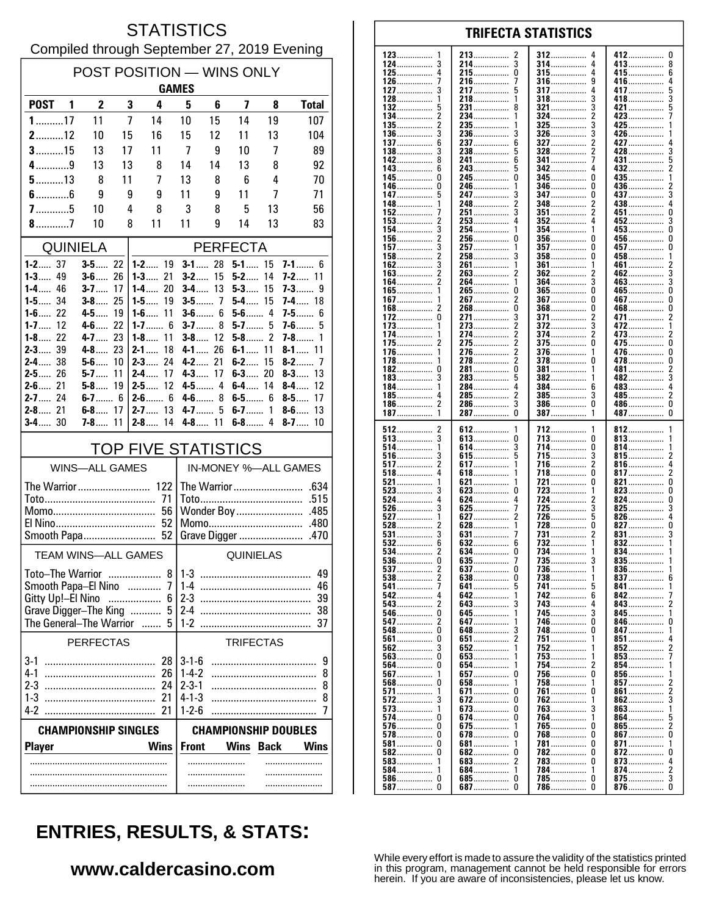# STATISTICS

Compiled through September 27, 2019 Evening

## POST POSITION — WINS ONLY

| | GAMES | | | | | | | | |
|---|---|---|---|---|---|---|---|---|---|
| **POST** | **1** | **2** | **3** | **4** | **5** | **6** | **7** | **8** | **Total** |
| **1** | 17 | 11 | 7 | 14 | 10 | 15 | 14 | 19 | 107 |
| **2** | 12 | 10 | 15 | 16 | 15 | 12 | 11 | 13 | 104 |
| **3** | 15 | 13 | 17 | 11 | 7 | 9 | 10 | 7 | 89 |
| **4** | 9 | 13 | 13 | 8 | 14 | 14 | 13 | 8 | 92 |
| **5** | 13 | 8 | 11 | 7 | 13 | 8 | 6 | 4 | 70 |
| **6** | 6 | 9 | 9 | 9 | 11 | 9 | 11 | 7 | 71 |
| **7** | 5 | 10 | 4 | 8 | 3 | 8 | 5 | 13 | 56 |
| **8** | 7 | 10 | 8 | 11 | 11 | 9 | 14 | 13 | 83 |

## QUINIELA

| | | | |
|---|---|---|---|
| **1-2** | 37 | **3-5** | 22 |
| **1-3** | 49 | **3-6** | 26 |
| **1-4** | 46 | **3-7** | 17 |
| **1-5** | 34 | **3-8** | 25 |
| **1-6** | 22 | **4-5** | 19 |
| **1-7** | 12 | **4-6** | 22 |
| **1-8** | 22 | **4-7** | 23 |
| **2-3** | 39 | **4-8** | 23 |
| **2-4** | 38 | **5-6** | 10 |
| **2-5** | 26 | **5-7** | 11 |
| **2-6** | 21 | **5-8** | 19 |
| **2-7** | 24 | **6-7** | 6 |
| **2-8** | 21 | **6-8** | 17 |
| **3-4** | 30 | **7-8** | 11 |

## PERFECTA

| | | | | | | | |
|---|---|---|---|---|---|---|---|
| **1-2** | 19 | **3-1** | 28 | **5-1** | 15 | **7-1** | 6 |
| **1-3** | 21 | **3-2** | 15 | **5-2** | 14 | **7-2** | 11 |
| **1-4** | 20 | **3-4** | 13 | **5-3** | 15 | **7-3** | 9 |
| **1-5** | 19 | **3-5** | 7 | **5-4** | 15 | **7-4** | 18 |
| **1-6** | 11 | **3-6** | 6 | **5-6** | 4 | **7-5** | 6 |
| **1-7** | 6 | **3-7** | 8 | **5-7** | 5 | **7-6** | 5 |
| **1-8** | 11 | **3-8** | 12 | **5-8** | 2 | **7-8** | 1 |
| **2-1** | 18 | **4-1** | 26 | **6-1** | 11 | **8-1** | 11 |
| **2-3** | 24 | **4-2** | 21 | **6-2** | 15 | **8-2** | 7 |
| **2-4** | 17 | **4-3** | 17 | **6-3** | 20 | **8-3** | 13 |
| **2-5** | 12 | **4-5** | 4 | **6-4** | 14 | **8-4** | 12 |
| **2-6** | 6 | **4-6** | 8 | **6-5** | 6 | **8-5** | 17 |
| **2-7** | 13 | **4-7** | 5 | **6-7** | 1 | **8-6** | 13 |
| **2-8** | 14 | **4-8** | 11 | **6-8** | 4 | **8-7** | 10 |

## TOP FIVE STATISTICS

| WINS—ALL GAMES | | IN-MONEY %—ALL GAMES | |
|---|---|---|---|
| The Warrior | 122 | The Warrior | .634 |
| Toto | 71 | Toto | .515 |
| Momo | 56 | Wonder Boy | .485 |
| El Nino | 52 | Momo | .480 |
| Smooth Papa | 52 | Grave Digger | .470 |

| TEAM WINS—ALL GAMES | | QUINIELAS | |
|---|---|---|---|
| Toto–The Warrior | 8 | 1-3 | 49 |
| Smooth Papa–El Nino | 7 | 1-4 | 46 |
| Gitty Up!–El Nino | 6 | 2-3 | 39 |
| Grave Digger–The King | 5 | 2-4 | 38 |
| The General–The Warrior | 5 | 1-2 | 37 |

| PERFECTAS | | TRIFECTAS | |
|---|---|---|---|
| 3-1 | 28 | 3-1-6 | 9 |
| 4-1 | 26 | 1-4-2 | 8 |
| 2-3 | 24 | 2-3-1 | 8 |
| 1-3 | 21 | 4-1-3 | 8 |
| 4-2 | 21 | 1-2-6 | 7 |

| CHAMPIONSHIP SINGLES | | CHAMPIONSHIP DOUBLES | | | |
|---|---|---|---|---|---|
| **Player** | **Wins** | **Front** | **Wins** | **Back** | **Wins** |
| | | | | | |
| | | | | | |
| | | | | | |

## TRIFECTA STATISTICS

| | | | | | | | |
|---|---|---|---|---|---|---|---|
| 123 | 1 | 213 | 2 | 312 | 4 | 412 | 0 |
| 124 | 3 | 214 | 3 | 314 | 4 | 413 | 8 |
| 125 | 4 | 215 | 0 | 315 | 4 | 415 | 6 |
| 126 | 7 | 216 | 7 | 316 | 9 | 416 | 4 |
| 127 | 3 | 217 | 5 | 317 | 4 | 417 | 5 |
| 128 | 1 | 218 | 1 | 318 | 3 | 418 | 3 |
| 132 | 5 | 231 | 8 | 321 | 3 | 421 | 5 |
| 134 | 2 | 234 | 1 | 324 | 2 | 423 | 7 |
| 135 | 2 | 235 | 1 | 325 | 3 | 425 | 1 |
| 136 | 3 | 236 | 3 | 326 | 3 | 426 | 1 |
| 137 | 6 | 237 | 6 | 327 | 2 | 427 | 4 |
| 138 | 3 | 238 | 5 | 328 | 2 | 428 | 3 |
| 142 | 8 | 241 | 6 | 341 | 7 | 431 | 5 |
| 143 | 6 | 243 | 5 | 342 | 4 | 432 | 2 |
| 145 | 0 | 245 | 0 | 345 | 0 | 435 | 1 |
| 146 | 0 | 246 | 1 | 346 | 0 | 436 | 2 |
| 147 | 5 | 247 | 3 | 347 | 0 | 437 | 3 |
| 148 | 1 | 248 | 2 | 348 | 2 | 438 | 4 |
| 152 | 7 | 251 | 3 | 351 | 2 | 451 | 0 |
| 153 | 2 | 253 | 4 | 352 | 4 | 452 | 3 |
| 154 | 3 | 254 | 1 | 354 | 1 | 453 | 0 |
| 156 | 2 | 256 | 0 | 356 | 0 | 456 | 0 |
| 157 | 3 | 257 | 1 | 357 | 0 | 457 | 0 |
| 158 | 2 | 258 | 3 | 358 | 0 | 458 | 1 |
| 162 | 3 | 261 | 1 | 361 | 1 | 461 | 2 |
| 163 | 2 | 263 | 2 | 362 | 2 | 462 | 3 |
| 164 | 2 | 264 | 1 | 364 | 3 | 463 | 3 |
| 165 | 1 | 265 | 0 | 365 | 0 | 465 | 0 |
| 167 | 1 | 267 | 2 | 367 | 0 | 467 | 0 |
| 168 | 2 | 268 | 0 | 368 | 0 | 468 | 0 |
| 172 | 0 | 271 | 3 | 371 | 2 | 471 | 2 |
| 173 | 1 | 273 | 2 | 372 | 3 | 472 | 1 |
| 174 | 1 | 274 | 2 | 374 | 2 | 473 | 2 |
| 175 | 2 | 275 | 2 | 375 | 0 | 475 | 0 |
| 176 | 1 | 276 | 2 | 376 | 1 | 476 | 0 |
| 178 | 1 | 278 | 2 | 378 | 0 | 478 | 0 |
| 182 | 0 | 281 | 0 | 381 | 1 | 481 | 2 |
| 183 | 3 | 283 | 5 | 382 | 1 | 482 | 3 |
| 184 | 1 | 284 | 4 | 384 | 6 | 483 | 4 |
| 185 | 4 | 285 | 2 | 385 | 3 | 485 | 2 |
| 186 | 2 | 286 | 3 | 386 | 0 | 486 | 0 |
| 187 | 1 | 287 | 0 | 387 | 1 | 487 | 0 |
| 512 | 2 | 612 | 1 | 712 | 1 | 812 | 1 |
| 513 | 3 | 613 | 0 | 713 | 0 | 813 | 1 |
| 514 | 1 | 614 | 3 | 714 | 0 | 814 | 1 |
| 516 | 3 | 615 | 5 | 715 | 3 | 815 | 2 |
| 517 | 2 | 617 | 1 | 716 | 2 | 816 | 4 |
| 518 | 4 | 618 | 1 | 718 | 0 | 817 | 2 |
| 521 | 1 | 621 | 1 | 721 | 0 | 821 | 0 |
| 523 | 3 | 623 | 0 | 723 | 1 | 823 | 0 |
| 524 | 4 | 624 | 4 | 724 | 2 | 824 | 0 |
| 526 | 3 | 625 | 7 | 725 | 3 | 825 | 3 |
| 527 | 1 | 627 | 2 | 726 | 5 | 826 | 4 |
| 528 | 2 | 628 | 1 | 728 | 0 | 827 | 0 |
| 531 | 3 | 631 | 7 | 731 | 2 | 831 | 3 |
| 532 | 6 | 632 | 6 | 732 | 1 | 832 | 1 |
| 534 | 2 | 634 | 0 | 734 | 1 | 834 | 1 |
| 536 | 0 | 635 | 7 | 735 | 3 | 835 | 1 |
| 537 | 2 | 637 | 0 | 736 | 1 | 836 | 1 |
| 538 | 2 | 638 | 0 | 738 | 1 | 837 | 6 |
| 541 | 7 | 641 | 5 | 741 | 5 | 841 | 1 |
| 542 | 4 | 642 | 1 | 742 | 6 | 842 | 7 |
| 543 | 2 | 643 | 3 | 743 | 4 | 843 | 2 |
| 546 | 0 | 645 | 1 | 745 | 3 | 845 | 1 |
| 547 | 2 | 647 | 1 | 746 | 0 | 846 | 0 |
| 548 | 0 | 648 | 3 | 748 | 0 | 847 | 1 |
| 561 | 0 | 651 | 2 | 751 | 1 | 851 | 4 |
| 562 | 3 | 652 | 1 | 752 | 1 | 852 | 2 |
| 563 | 0 | 653 | 1 | 753 | 1 | 853 | 7 |
| 564 | 0 | 654 | 1 | 754 | 2 | 854 | 1 |
| 567 | 1 | 657 | 0 | 756 | 0 | 856 | 1 |
| 568 | 0 | 658 | 1 | 758 | 1 | 857 | 2 |
| 571 | 1 | 671 | 0 | 761 | 0 | 861 | 2 |
| 572 | 3 | 672 | 0 | 762 | 1 | 862 | 3 |
| 573 | 1 | 673 | 0 | 763 | 3 | 863 | 1 |
| 574 | 0 | 674 | 0 | 764 | 1 | 864 | 5 |
| 576 | 0 | 675 | 1 | 765 | 0 | 865 | 2 |
| 578 | 0 | 678 | 0 | 768 | 0 | 867 | 0 |
| 581 | 0 | 681 | 1 | 781 | 0 | 871 | 1 |
| 582 | 0 | 682 | 0 | 782 | 0 | 872 | 0 |
| 583 | 1 | 683 | 2 | 783 | 0 | 873 | 4 |
| 584 | 1 | 684 | 1 | 784 | 1 | 874 | 2 |
| 586 | 0 | 685 | 0 | 785 | 0 | 875 | 3 |
| 587 | 0 | 687 | 0 | 786 | 0 | 876 | 0 |

## ENTRIES, RESULTS, & STATS:

**www.caldercasino.com**

While every effort is made to assure the validity of the statistics printed in this program, management cannot be held responsible for errors herein. If you are aware of inconsistencies, please let us know.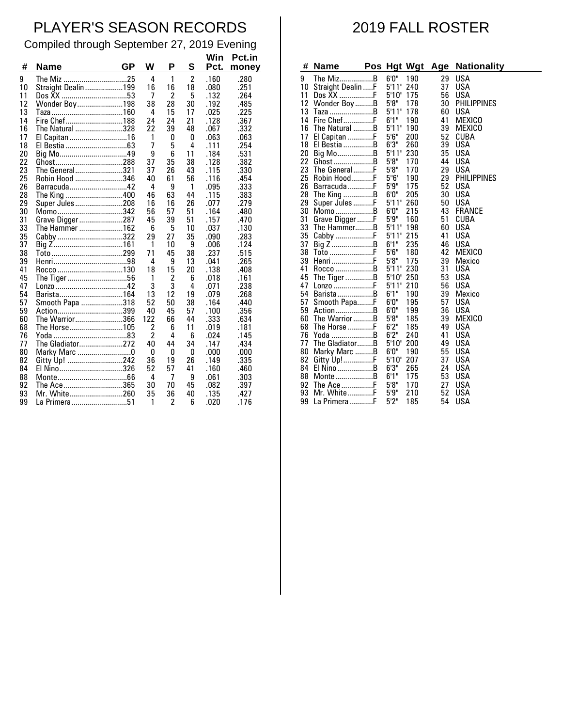# PLAYER'S SEASON RECORDS

Compiled through September 27, 2019 Evening

| # | Name | GP | W | P | S | Win Pct. | Pct.in money |
|---|---|---|---|---|---|---|---|
| 9 | The Miz | 25 | 4 | 1 | 2 | .160 | .280 |
| 10 | Straight Dealin | 199 | 16 | 16 | 18 | .080 | .251 |
| 11 | Dos XX | 53 | 7 | 2 | 5 | .132 | .264 |
| 12 | Wonder Boy | 198 | 38 | 28 | 30 | .192 | .485 |
| 13 | Taza | 160 | 4 | 15 | 17 | .025 | .225 |
| 14 | Fire Chef | 188 | 24 | 24 | 21 | .128 | .367 |
| 16 | The Natural | 328 | 22 | 39 | 48 | .067 | .332 |
| 17 | El Capitan | 16 | 1 | 0 | 0 | .063 | .063 |
| 18 | El Bestia | 63 | 7 | 5 | 4 | .111 | .254 |
| 20 | Big Mo | 49 | 9 | 6 | 11 | .184 | .531 |
| 22 | Ghost | 288 | 37 | 35 | 38 | .128 | .382 |
| 23 | The General | 321 | 37 | 26 | 43 | .115 | .330 |
| 25 | Robin Hood | 346 | 40 | 61 | 56 | .116 | .454 |
| 26 | Barracuda | 42 | 4 | 9 | 1 | .095 | .333 |
| 28 | The King | 400 | 46 | 63 | 44 | .115 | .383 |
| 29 | Super Jules | 208 | 16 | 16 | 26 | .077 | .279 |
| 30 | Momo | 342 | 56 | 57 | 51 | .164 | .480 |
| 31 | Grave Digger | 287 | 45 | 39 | 51 | .157 | .470 |
| 33 | The Hammer | 162 | 6 | 5 | 10 | .037 | .130 |
| 35 | Cabby | 322 | 29 | 27 | 35 | .090 | .283 |
| 37 | Big Z | 161 | 1 | 10 | 9 | .006 | .124 |
| 38 | Toto | 299 | 71 | 45 | 38 | .237 | .515 |
| 39 | Henri | 98 | 4 | 9 | 13 | .041 | .265 |
| 41 | Rocco | 130 | 18 | 15 | 20 | .138 | .408 |
| 45 | The Tiger | 56 | 1 | 2 | 6 | .018 | .161 |
| 47 | Lonzo | 42 | 3 | 3 | 4 | .071 | .238 |
| 54 | Barista | 164 | 13 | 12 | 19 | .079 | .268 |
| 57 | Smooth Papa | 318 | 52 | 50 | 38 | .164 | .440 |
| 59 | Action | 399 | 40 | 45 | 57 | .100 | .356 |
| 60 | The Warrior | 366 | 122 | 66 | 44 | .333 | .634 |
| 68 | The Horse | 105 | 2 | 6 | 11 | .019 | .181 |
| 76 | Yoda | 83 | 2 | 4 | 6 | .024 | .145 |
| 77 | The Gladiator | 272 | 40 | 44 | 34 | .147 | .434 |
| 80 | Marky Marc | 0 | 0 | 0 | 0 | .000 | .000 |
| 82 | Gitty Up! | 242 | 36 | 19 | 26 | .149 | .335 |
| 84 | El Nino | 326 | 52 | 57 | 41 | .160 | .460 |
| 88 | Monte | 66 | 4 | 7 | 9 | .061 | .303 |
| 92 | The Ace | 365 | 30 | 70 | 45 | .082 | .397 |
| 93 | Mr. White | 260 | 35 | 36 | 40 | .135 | .427 |
| 99 | La Primera | 51 | 1 | 2 | 6 | .020 | .176 |

# 2019 FALL ROSTER

| # | Name | Pos | Hgt | Wgt | Age | Nationality |
|---|---|---|---|---|---|---|
| 9 | The Miz | B | 6'0" | 190 | 29 | USA |
| 10 | Straight Dealin | F | 5'11" | 240 | 37 | USA |
| 11 | Dos XX | F | 5'10" | 175 | 56 | USA |
| 12 | Wonder Boy | B | 5'8" | 178 | 30 | PHILIPPINES |
| 13 | Taza | B | 5'11" | 178 | 60 | USA |
| 14 | Fire Chef | F | 6'1" | 190 | 41 | MEXICO |
| 16 | The Natural | B | 5'11" | 190 | 39 | MEXICO |
| 17 | El Capitan | F | 5'6" | 200 | 52 | CUBA |
| 18 | El Bestia | B | 6'3" | 260 | 39 | USA |
| 20 | Big Mo | B | 5'11" | 230 | 35 | USA |
| 22 | Ghost | B | 5'8" | 170 | 44 | USA |
| 23 | The General | F | 5'8" | 170 | 29 | USA |
| 25 | Robin Hood | F | 5"6' | 190 | 29 | PHILIPPINES |
| 26 | Barracuda | F | 5'9" | 175 | 52 | USA |
| 28 | The King | B | 6'0" | 205 | 30 | USA |
| 29 | Super Jules | F | 5'11" | 260 | 50 | USA |
| 30 | Momo | B | 6'0" | 215 | 43 | FRANCE |
| 31 | Grave Digger | F | 5'9" | 160 | 51 | CUBA |
| 33 | The Hammer | B | 5'11" | 198 | 60 | USA |
| 35 | Cabby | F | 5'11" | 215 | 41 | USA |
| 37 | Big Z | B | 6'1" | 235 | 46 | USA |
| 38 | Toto | F | 5'6" | 180 | 42 | MEXICO |
| 39 | Henri | F | 5'8" | 175 | 39 | Mexico |
| 41 | Rocco | B | 5'11" | 230 | 31 | USA |
| 45 | The Tiger | B | 5'10" | 250 | 53 | USA |
| 47 | Lonzo | F | 5'11" | 210 | 56 | USA |
| 54 | Barista | B | 6'1" | 190 | 39 | Mexico |
| 57 | Smooth Papa | F | 6'0" | 195 | 57 | USA |
| 59 | Action | B | 6'0" | 199 | 36 | USA |
| 60 | The Warrior | B | 5'8" | 185 | 39 | MEXICO |
| 68 | The Horse | F | 6'2" | 185 | 49 | USA |
| 76 | Yoda | B | 6'2" | 240 | 41 | USA |
| 77 | The Gladiator | B | 5'10" | 200 | 49 | USA |
| 80 | Marky Marc | B | 6'0" | 190 | 55 | USA |
| 82 | Gitty Up! | F | 5'10" | 207 | 37 | USA |
| 84 | El Nino | B | 6'3" | 265 | 24 | USA |
| 88 | Monte | B | 6'1" | 175 | 53 | USA |
| 92 | The Ace | F | 5'8" | 170 | 27 | USA |
| 93 | Mr. White | F | 5'9" | 210 | 52 | USA |
| 99 | La Primera | F | 5'2" | 185 | 54 | USA |